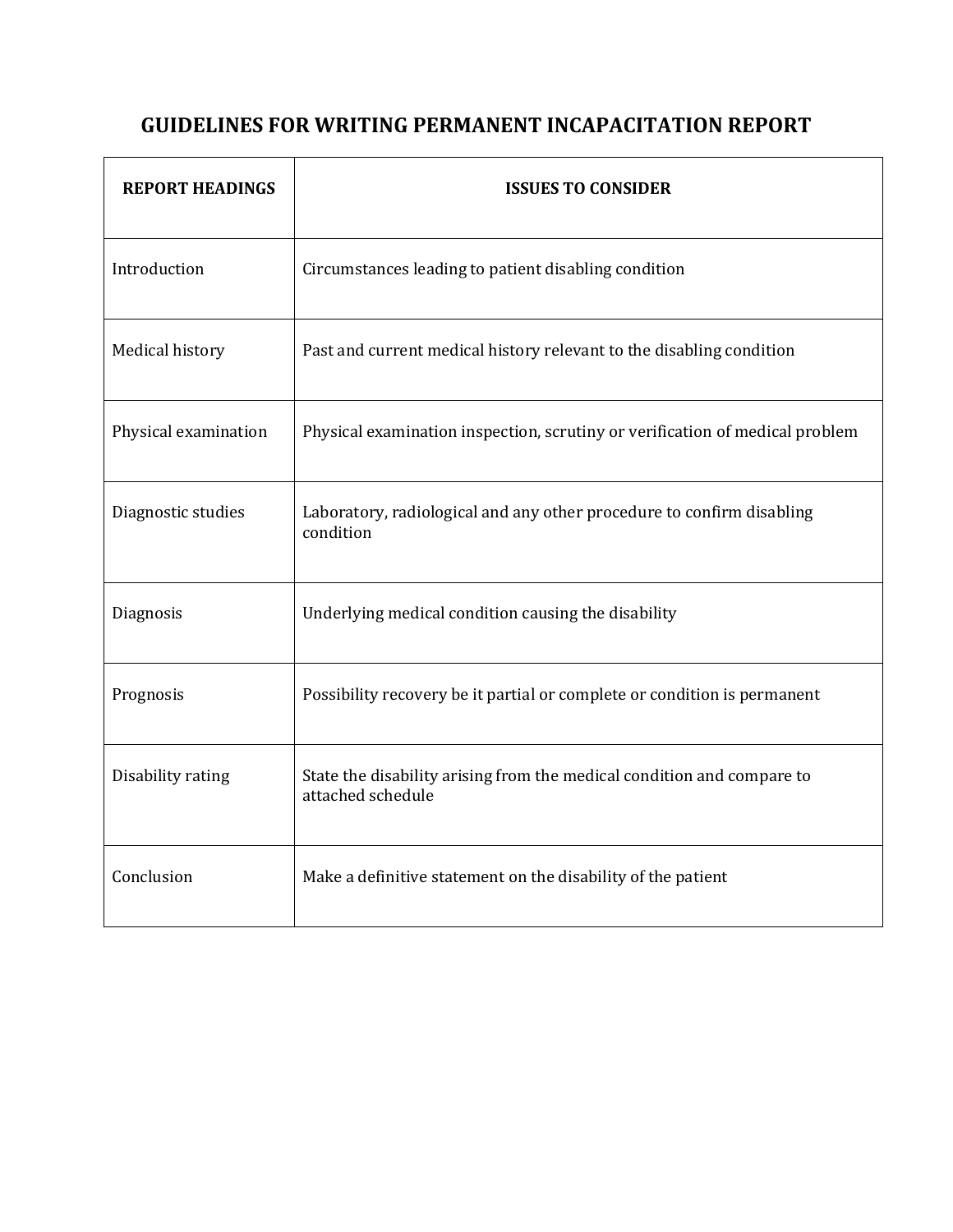# GUIDELINES FOR WRITING PERMANENT INCAPACITATION REPORT

| REPORT HEADINGS | ISSUES TO CONSIDER |
| --- | --- |
| Introduction | Circumstances leading to patient disabling condition |
| Medical history | Past and current medical history relevant to the disabling condition |
| Physical examination | Physical examination inspection, scrutiny or verification of medical problem |
| Diagnostic studies | Laboratory, radiological and any other procedure to confirm disabling condition |
| Diagnosis | Underlying medical condition causing the disability |
| Prognosis | Possibility recovery be it partial or complete or condition is permanent |
| Disability rating | State the disability arising from the medical condition and compare to attached schedule |
| Conclusion | Make a definitive statement on the disability of the patient |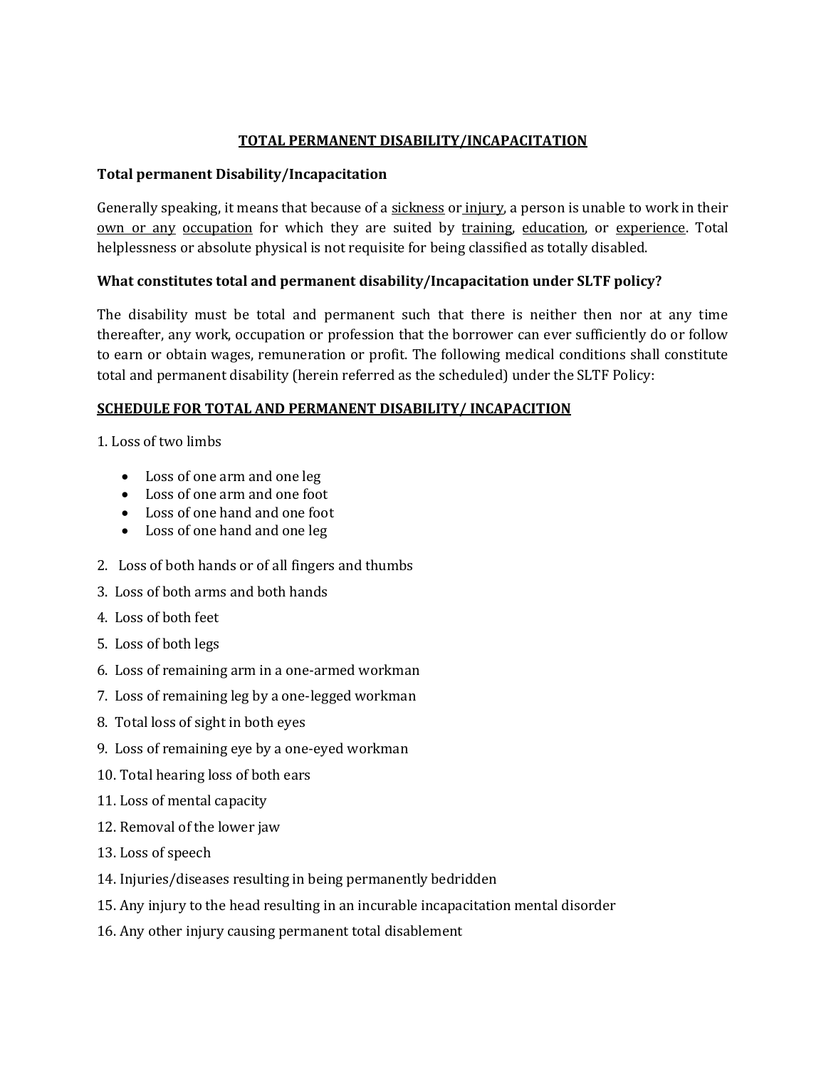# TOTAL PERMANENT DISABILITY/INCAPACITATION

**Total permanent Disability/Incapacitation**

Generally speaking, it means that because of a sickness or injury, a person is unable to work in their own or any occupation for which they are suited by training, education, or experience. Total helplessness or absolute physical is not requisite for being classified as totally disabled.

**What constitutes total and permanent disability/Incapacitation under SLTF policy?**

The disability must be total and permanent such that there is neither then nor at any time thereafter, any work, occupation or profession that the borrower can ever sufficiently do or follow to earn or obtain wages, remuneration or profit. The following medical conditions shall constitute total and permanent disability (herein referred as the scheduled) under the SLTF Policy:

## SCHEDULE FOR TOTAL AND PERMANENT DISABILITY/ INCAPACITION

1. Loss of two limbs
   - Loss of one arm and one leg
   - Loss of one arm and one foot
   - Loss of one hand and one foot
   - Loss of one hand and one leg
2. Loss of both hands or of all fingers and thumbs
3. Loss of both arms and both hands
4. Loss of both feet
5. Loss of both legs
6. Loss of remaining arm in a one-armed workman
7. Loss of remaining leg by a one-legged workman
8. Total loss of sight in both eyes
9. Loss of remaining eye by a one-eyed workman
10. Total hearing loss of both ears
11. Loss of mental capacity
12. Removal of the lower jaw
13. Loss of speech
14. Injuries/diseases resulting in being permanently bedridden
15. Any injury to the head resulting in an incurable incapacitation mental disorder
16. Any other injury causing permanent total disablement